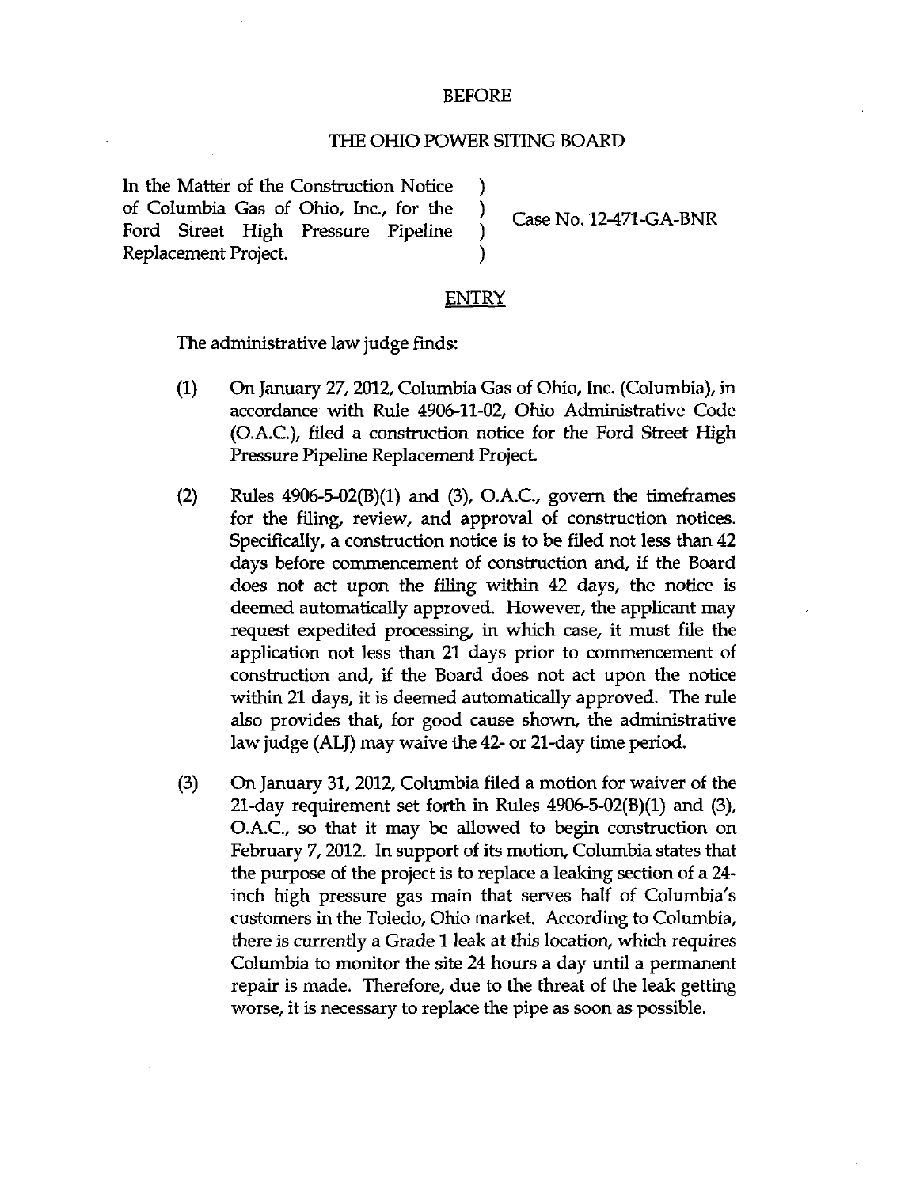BEFORE

THE OHIO POWER SITING BOARD

In the Matter of the Construction Notice of Columbia Gas of Ohio, Inc., for the Ford Street High Pressure Pipeline Replacement Project. ) Case No. 12-471-GA-BNR

ENTRY

The administrative law judge finds:

(1) On January 27, 2012, Columbia Gas of Ohio, Inc. (Columbia), in accordance with Rule 4906-11-02, Ohio Administrative Code (O.A.C.), filed a construction notice for the Ford Street High Pressure Pipeline Replacement Project.

(2) Rules 4906-5-02(B)(1) and (3), O.A.C., govern the timeframes for the filing, review, and approval of construction notices. Specifically, a construction notice is to be filed not less than 42 days before commencement of construction and, if the Board does not act upon the filing within 42 days, the notice is deemed automatically approved. However, the applicant may request expedited processing, in which case, it must file the application not less than 21 days prior to commencement of construction and, if the Board does not act upon the notice within 21 days, it is deemed automatically approved. The rule also provides that, for good cause shown, the administrative law judge (ALJ) may waive the 42- or 21-day time period.

(3) On January 31, 2012, Columbia filed a motion for waiver of the 21-day requirement set forth in Rules 4906-5-02(B)(1) and (3), O.A.C., so that it may be allowed to begin construction on February 7, 2012. In support of its motion, Columbia states that the purpose of the project is to replace a leaking section of a 24-inch high pressure gas main that serves half of Columbia's customers in the Toledo, Ohio market. According to Columbia, there is currently a Grade 1 leak at this location, which requires Columbia to monitor the site 24 hours a day until a permanent repair is made. Therefore, due to the threat of the leak getting worse, it is necessary to replace the pipe as soon as possible.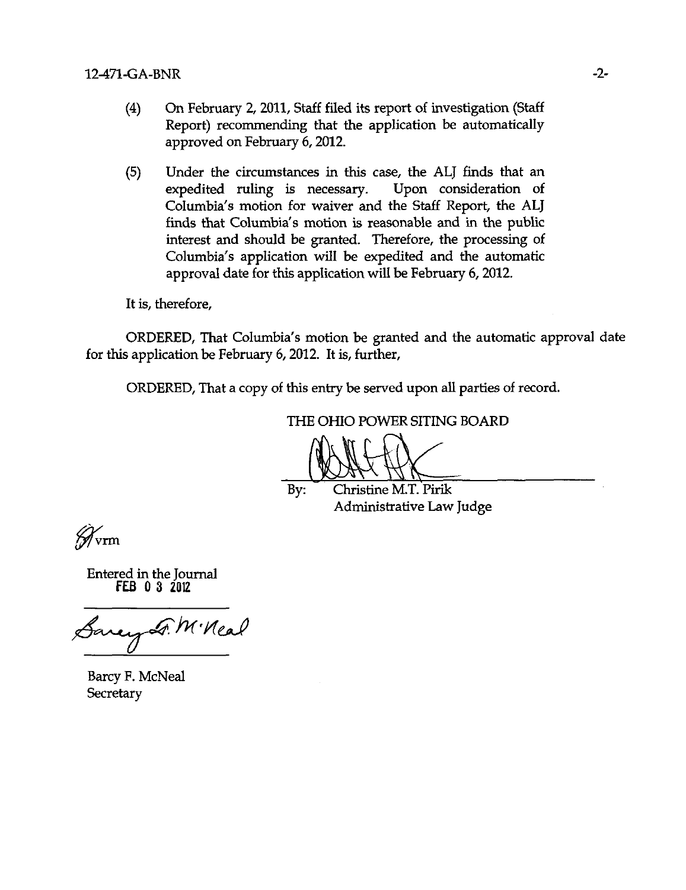(4) On February 2, 2011, Staff filed its report of investigation (Staff Report) recommending that the application be automatically approved on February 6, 2012.

(5) Under the circumstances in this case, the ALJ finds that an expedited ruling is necessary. Upon consideration of Columbia's motion for waiver and the Staff Report, the ALJ finds that Columbia's motion is reasonable and in the public interest and should be granted. Therefore, the processing of Columbia's application will be expedited and the automatic approval date for this application will be February 6, 2012.

It is, therefore,

ORDERED, That Columbia's motion be granted and the automatic approval date for this application be February 6, 2012. It is, further,

ORDERED, That a copy of this entry be served upon all parties of record.

THE OHIO POWER SITING BOARD

By: Christine M.T. Pirik
Administrative Law Judge

vrm

Entered in the Journal
FEB 0 3 2012

Barcy F. McNeal
Secretary